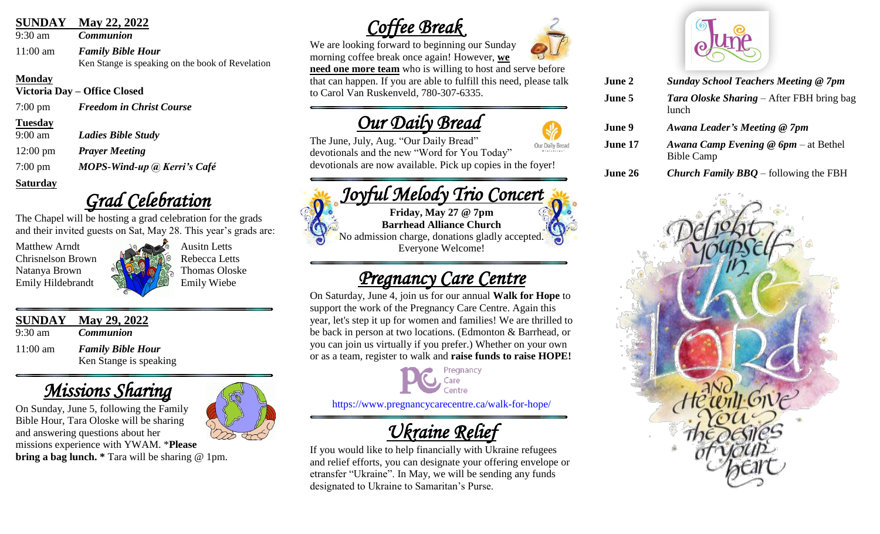**SUNDAY May 22, 2022**

9:30 am *Communion*

11:00 am ***Family Bible Hour***
Ken Stange is speaking on the book of Revelation

**Monday**

**Victoria Day – Office Closed**

7:00 pm ***Freedom in Christ Course***

**Tuesday**

9:00 am ***Ladies Bible Study***

12:00 pm ***Prayer Meeting***

7:00 pm ***MOPS-Wind-up @ Kerri's Café***

**Saturday**

## *Grad Celebration*

The Chapel will be hosting a grad celebration for the grads and their invited guests on Sat, May 28. This year's grads are:

Matthew Arndt
Chrisnelson Brown
Natanya Brown
Emily Hildebrandt
Ausitn Letts
Rebecca Letts
Thomas Oloske
Emily Wiebe

**SUNDAY May 29, 2022**

9:30 am *Communion*

11:00 am ***Family Bible Hour***
Ken Stange is speaking

## *Missions Sharing*

On Sunday, June 5, following the Family Bible Hour, Tara Oloske will be sharing and answering questions about her missions experience with YWAM. ***Please bring a bag lunch. *** Tara will be sharing @ 1pm.

## *Coffee Break*

We are looking forward to beginning our Sunday morning coffee break once again! However, **we need one more team** who is willing to host and serve before that can happen. If you are able to fulfill this need, please talk to Carol Van Ruskenveld, 780-307-6335.

## *Our Daily Bread*

The June, July, Aug. "Our Daily Bread" devotionals and the new "Word for You Today" devotionals are now available. Pick up copies in the foyer!

## *Joyful Melody Trio Concert*

**Friday, May 27 @ 7pm**
**Barrhead Alliance Church**
No admission charge, donations gladly accepted.
Everyone Welcome!

## *Pregnancy Care Centre*

On Saturday, June 4, join us for our annual **Walk for Hope** to support the work of the Pregnancy Care Centre. Again this year, let's step it up for women and families! We are thrilled to be back in person at two locations. (Edmonton & Barrhead, or you can join us virtually if you prefer.) Whether on your own or as a team, register to walk and **raise funds to raise HOPE!**

https://www.pregnancycarecentre.ca/walk-for-hope/

## *Ukraine Relief*

If you would like to help financially with Ukraine refugees and relief efforts, you can designate your offering envelope or etransfer "Ukraine". In May, we will be sending any funds designated to Ukraine to Samaritan's Purse.

## June

**June 2** ***Sunday School Teachers Meeting @ 7pm***

**June 5** ***Tara Oloske Sharing*** – After FBH bring bag lunch

**June 9** ***Awana Leader's Meeting @ 7pm***

**June 17** ***Awana Camp Evening @ 6pm*** – at Bethel Bible Camp

**June 26** ***Church Family BBQ*** – following the FBH

Delight yourself in the LORD and He will give you the desires of your heart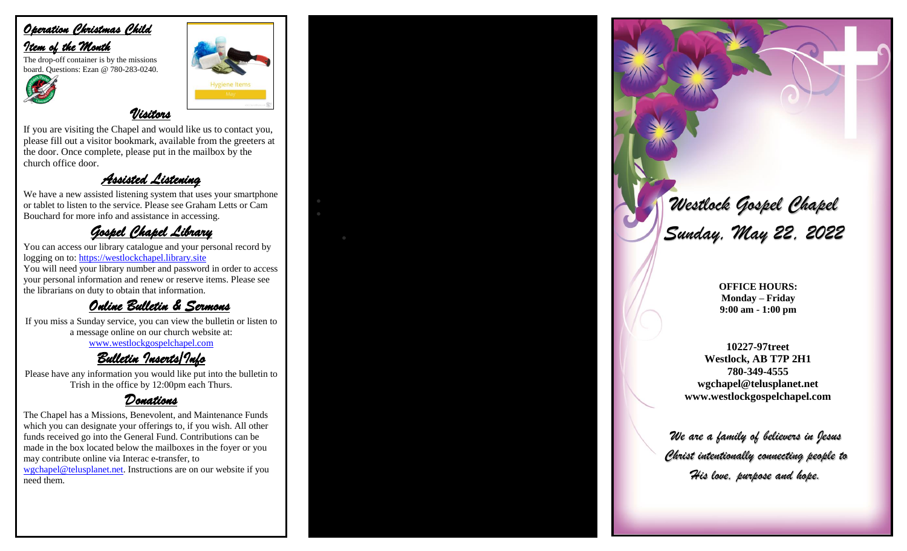## Operation Christmas Child Item of the Month

The drop-off container is by the missions board. Questions: Ezan @ 780-283-0240.

Hygiene Items

May

## Visitors

If you are visiting the Chapel and would like us to contact you, please fill out a visitor bookmark, available from the greeters at the door. Once complete, please put in the mailbox by the church office door.

## Assisted Listening

We have a new assisted listening system that uses your smartphone or tablet to listen to the service. Please see Graham Letts or Cam Bouchard for more info and assistance in accessing.

## Gospel Chapel Library

You can access our library catalogue and your personal record by logging on to: https://westlockchapel.library.site

You will need your library number and password in order to access your personal information and renew or reserve items. Please see the librarians on duty to obtain that information.

## Online Bulletin & Sermons

If you miss a Sunday service, you can view the bulletin or listen to a message online on our church website at: www.westlockgospelchapel.com

## Bulletin Inserts/Info

Please have any information you would like put into the bulletin to Trish in the office by 12:00pm each Thurs.

## Donations

The Chapel has a Missions, Benevolent, and Maintenance Funds which you can designate your offerings to, if you wish. All other funds received go into the General Fund. Contributions can be made in the box located below the mailboxes in the foyer or you may contribute online via Interac e-transfer, to wgchapel@telusplanet.net. Instructions are on our website if you need them.

# Westlock Gospel Chapel

# Sunday, May 22, 2022

**OFFICE HOURS:**
**Monday – Friday**
**9:00 am - 1:00 pm**

**10227-97treet**
**Westlock, AB T7P 2H1**
**780-349-4555**
**wgchapel@telusplanet.net**
**www.westlockgospelchapel.com**

*We are a family of believers in Jesus Christ intentionally connecting people to His love, purpose and hope.*